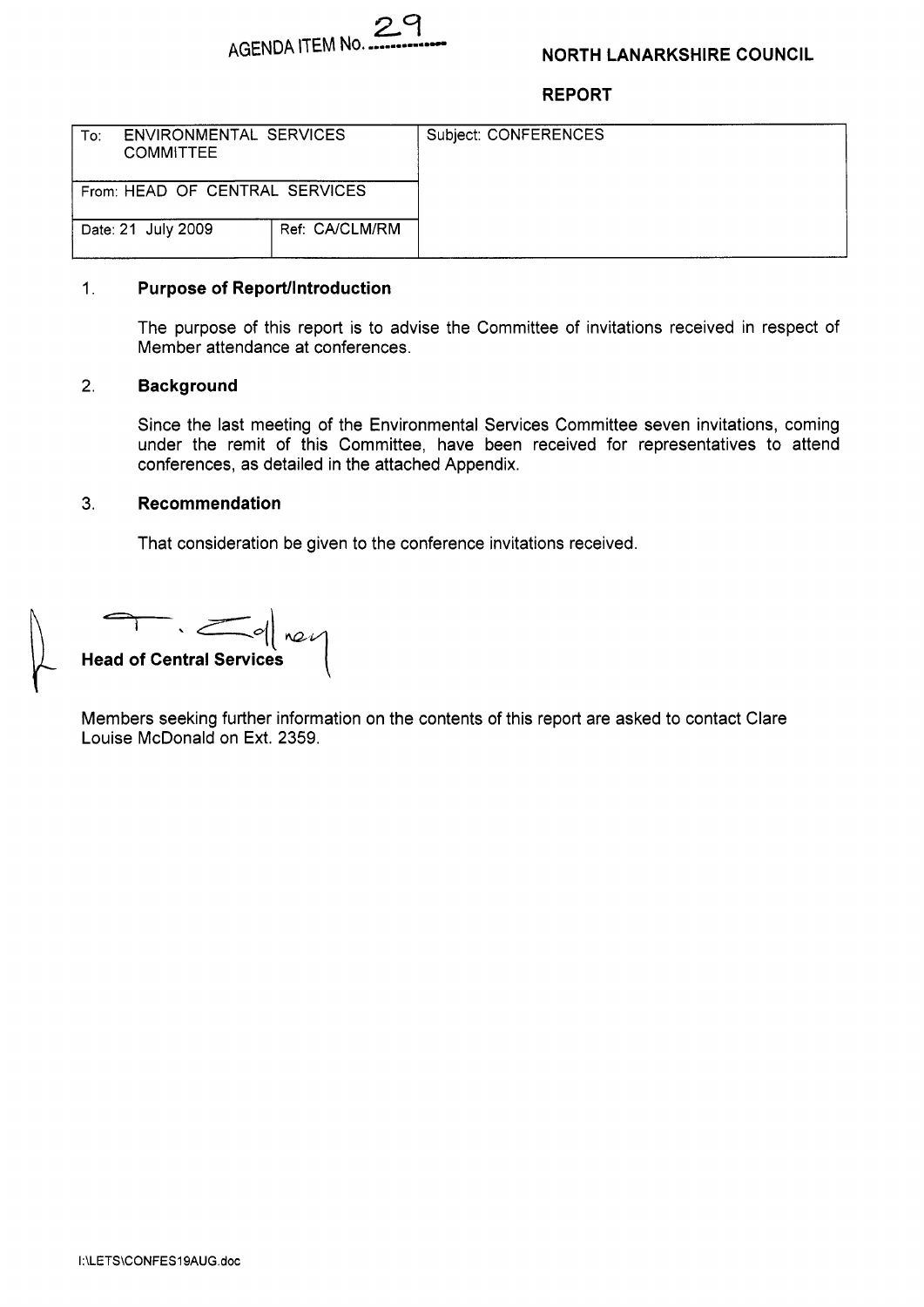AGENDA ITEM No. 29

**NORTH LANARKSHIRE COUNCIL**

**REPORT**

| To: ENVIRONMENTAL SERVICES COMMITTEE | | Subject: CONFERENCES |
|---|---|---|
| From: HEAD OF CENTRAL SERVICES | | |
| Date: 21 July 2009 | Ref: CA/CLM/RM | |

## 1. Purpose of Report/Introduction

The purpose of this report is to advise the Committee of invitations received in respect of Member attendance at conferences.

## 2. Background

Since the last meeting of the Environmental Services Committee seven invitations, coming under the remit of this Committee, have been received for representatives to attend conferences, as detailed in the attached Appendix.

## 3. Recommendation

That consideration be given to the conference invitations received.

T. Collney
**Head of Central Services**

Members seeking further information on the contents of this report are asked to contact Clare Louise McDonald on Ext. 2359.

I:\LETS\CONFES19AUG.doc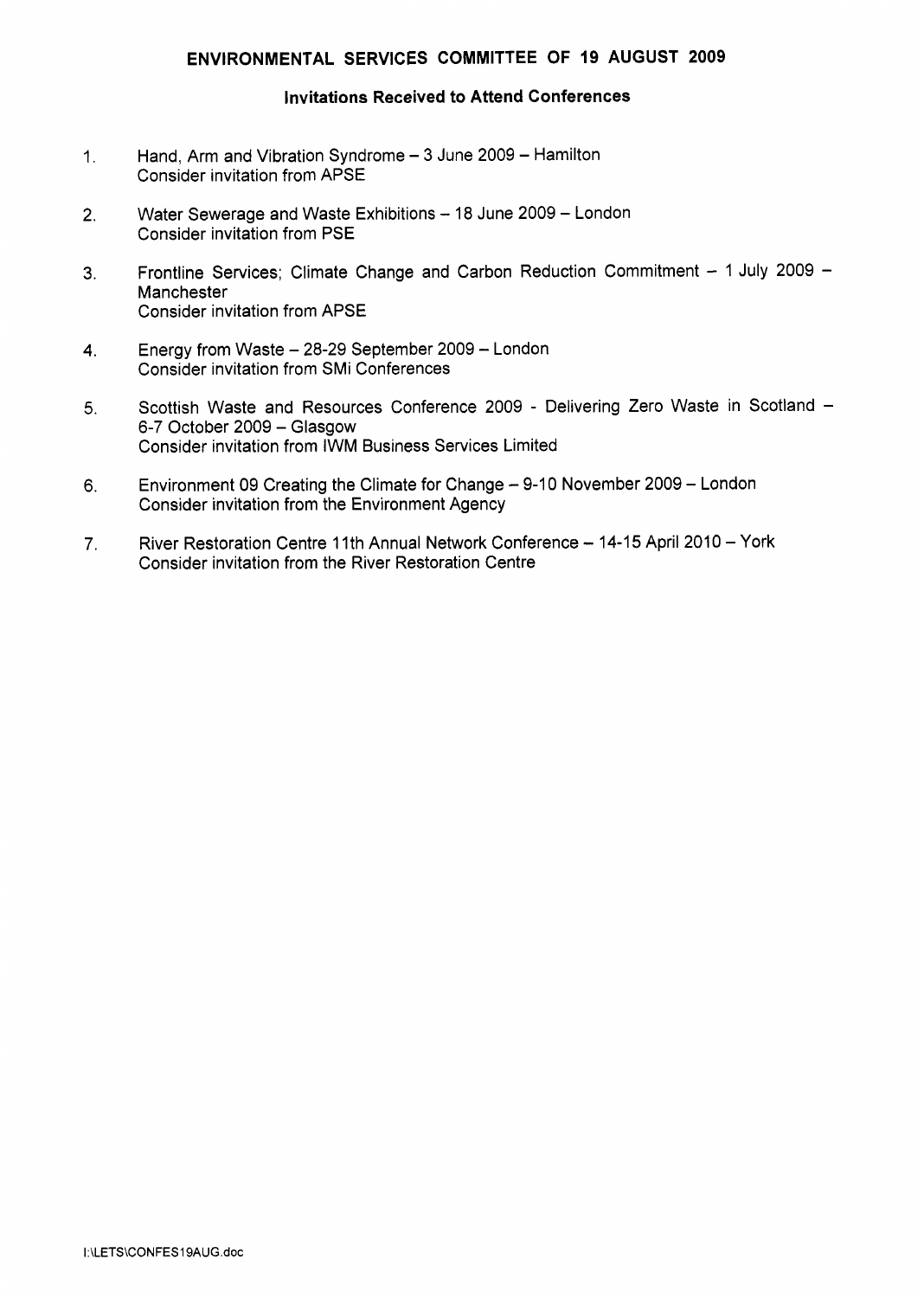# ENVIRONMENTAL SERVICES COMMITTEE OF 19 AUGUST 2009

## Invitations Received to Attend Conferences

1. Hand, Arm and Vibration Syndrome – 3 June 2009 – Hamilton
   Consider invitation from APSE

2. Water Sewerage and Waste Exhibitions – 18 June 2009 – London
   Consider invitation from PSE

3. Frontline Services; Climate Change and Carbon Reduction Commitment – 1 July 2009 – Manchester
   Consider invitation from APSE

4. Energy from Waste – 28-29 September 2009 – London
   Consider invitation from SMi Conferences

5. Scottish Waste and Resources Conference 2009 - Delivering Zero Waste in Scotland – 6-7 October 2009 – Glasgow
   Consider invitation from IWM Business Services Limited

6. Environment 09 Creating the Climate for Change – 9-10 November 2009 – London
   Consider invitation from the Environment Agency

7. River Restoration Centre 11th Annual Network Conference – 14-15 April 2010 – York
   Consider invitation from the River Restoration Centre

I:\LETS\CONFES19AUG.doc